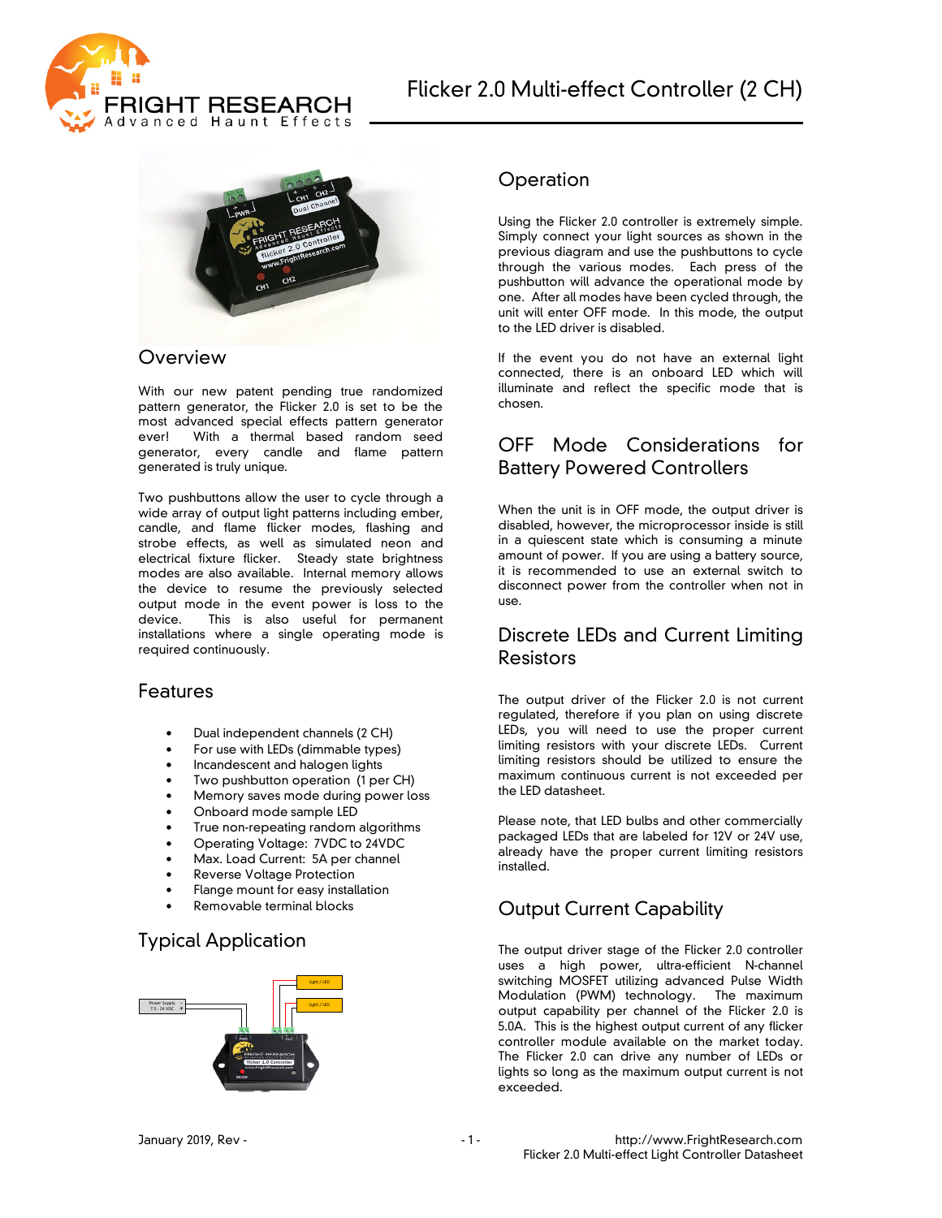# Flicker 2.0 Multi-effect Controller (2 CH)

## Overview

With our new patent pending true randomized pattern generator, the Flicker 2.0 is set to be the most advanced special effects pattern generator ever! With a thermal based random seed generator, every candle and flame pattern generated is truly unique.

Two pushbuttons allow the user to cycle through a wide array of output light patterns including ember, candle, and flame flicker modes, flashing and strobe effects, as well as simulated neon and electrical fixture flicker. Steady state brightness modes are also available. Internal memory allows the device to resume the previously selected output mode in the event power is loss to the device. This is also useful for permanent installations where a single operating mode is required continuously.

## Features

- Dual independent channels (2 CH)
- For use with LEDs (dimmable types)
- Incandescent and halogen lights
- Two pushbutton operation (1 per CH)
- Memory saves mode during power loss
- Onboard mode sample LED
- True non-repeating random algorithms
- Operating Voltage: 7VDC to 24VDC
- Max. Load Current: 5A per channel
- Reverse Voltage Protection
- Flange mount for easy installation
- Removable terminal blocks

## Typical Application

## Operation

Using the Flicker 2.0 controller is extremely simple. Simply connect your light sources as shown in the previous diagram and use the pushbuttons to cycle through the various modes. Each press of the pushbutton will advance the operational mode by one. After all modes have been cycled through, the unit will enter OFF mode. In this mode, the output to the LED driver is disabled.

If the event you do not have an external light connected, there is an onboard LED which will illuminate and reflect the specific mode that is chosen.

## OFF Mode Considerations for Battery Powered Controllers

When the unit is in OFF mode, the output driver is disabled, however, the microprocessor inside is still in a quiescent state which is consuming a minute amount of power. If you are using a battery source, it is recommended to use an external switch to disconnect power from the controller when not in use.

## Discrete LEDs and Current Limiting Resistors

The output driver of the Flicker 2.0 is not current regulated, therefore if you plan on using discrete LEDs, you will need to use the proper current limiting resistors with your discrete LEDs. Current limiting resistors should be utilized to ensure the maximum continuous current is not exceeded per the LED datasheet.

Please note, that LED bulbs and other commercially packaged LEDs that are labeled for 12V or 24V use, already have the proper current limiting resistors installed.

## Output Current Capability

The output driver stage of the Flicker 2.0 controller uses a high power, ultra-efficient N-channel switching MOSFET utilizing advanced Pulse Width Modulation (PWM) technology. The maximum output capability per channel of the Flicker 2.0 is 5.0A. This is the highest output current of any flicker controller module available on the market today. The Flicker 2.0 can drive any number of LEDs or lights so long as the maximum output current is not exceeded.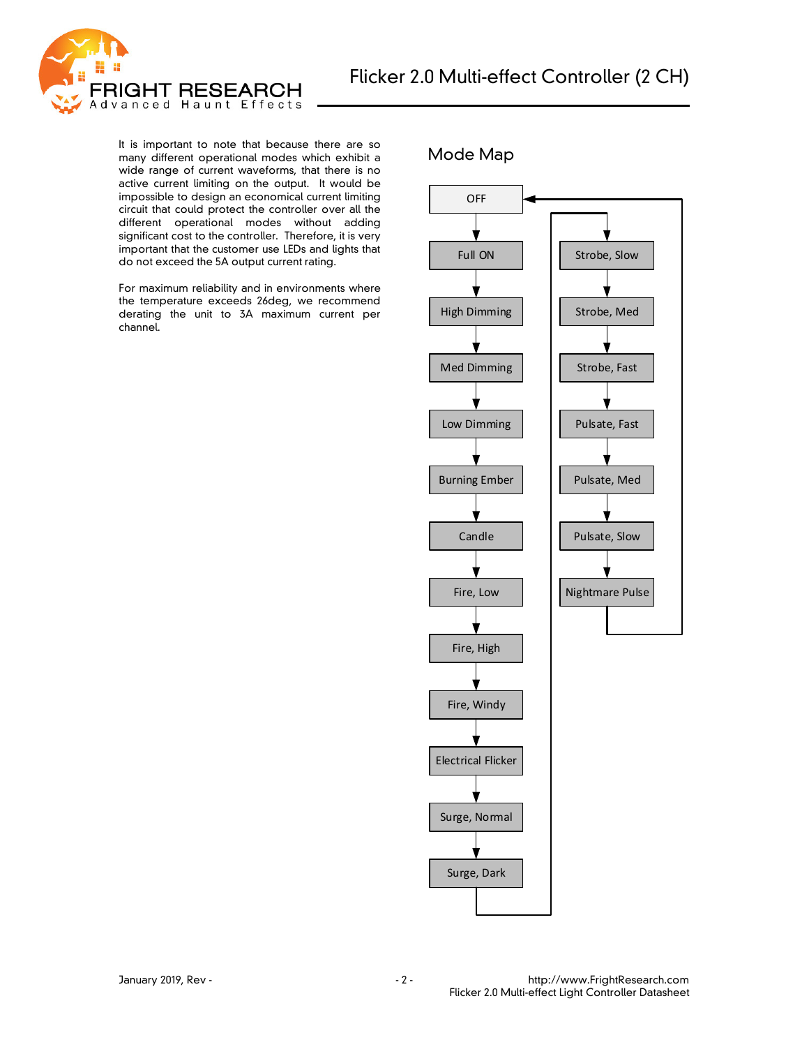It is important to note that because there are so many different operational modes which exhibit a wide range of current waveforms, that there is no active current limiting on the output. It would be impossible to design an economical current limiting circuit that could protect the controller over all the different operational modes without adding significant cost to the controller. Therefore, it is very important that the customer use LEDs and lights that do not exceed the 5A output current rating.

For maximum reliability and in environments where the temperature exceeds 26deg, we recommend derating the unit to 3A maximum current per channel.

## Mode Map

OFF

Full ON

High Dimming

Med Dimming

Low Dimming

Burning Ember

Candle

Fire, Low

Fire, High

Fire, Windy

Electrical Flicker

Surge, Normal

Surge, Dark

Strobe, Slow

Strobe, Med

Strobe, Fast

Pulsate, Fast

Pulsate, Med

Pulsate, Slow

Nightmare Pulse